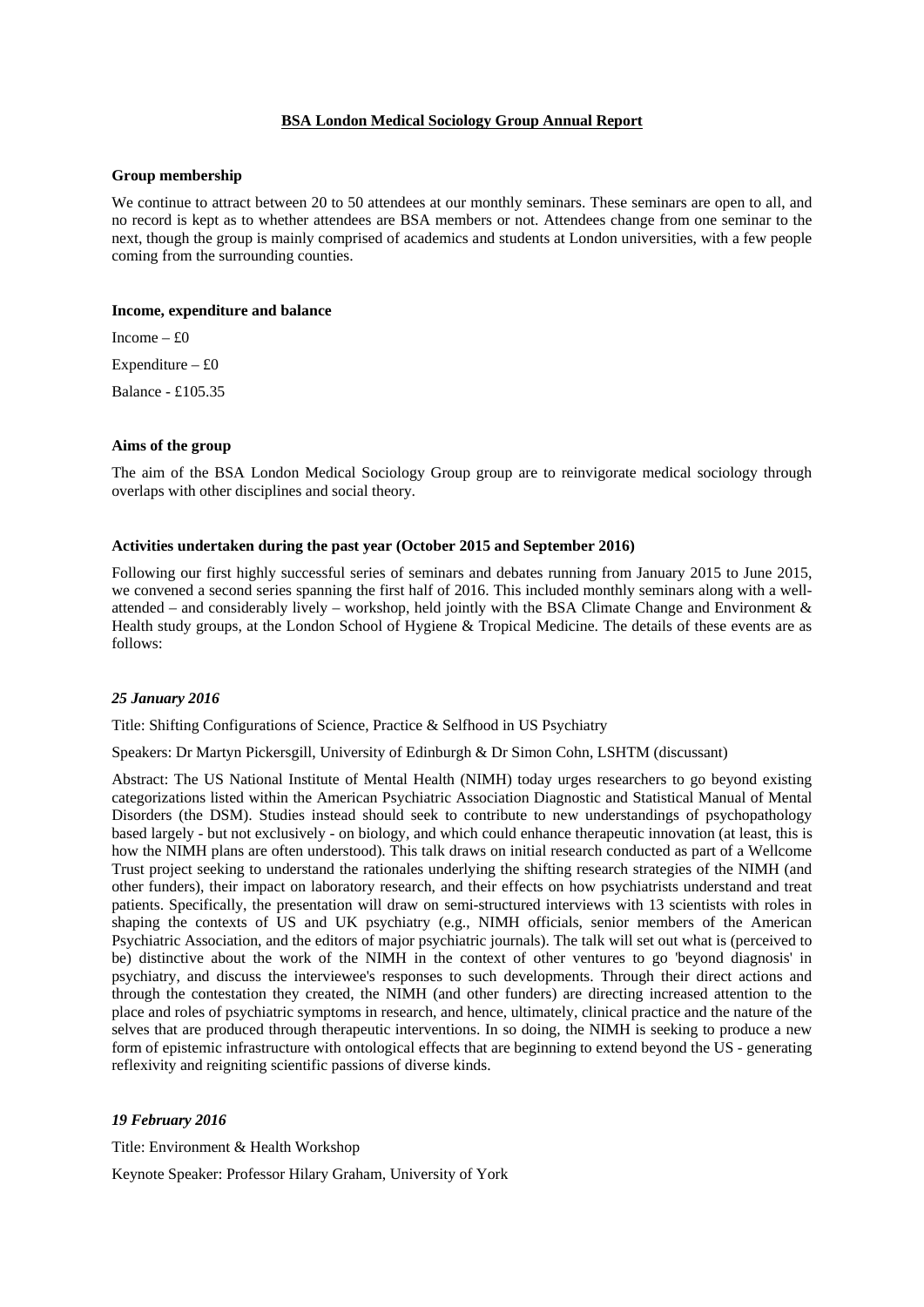# BSA London Medical Sociology Group Annual Report

**Group membership**

We continue to attract between 20 to 50 attendees at our monthly seminars. These seminars are open to all, and no record is kept as to whether attendees are BSA members or not. Attendees change from one seminar to the next, though the group is mainly comprised of academics and students at London universities, with a few people coming from the surrounding counties.

**Income, expenditure and balance**

Income – £0

Expenditure – £0

Balance - £105.35

**Aims of the group**

The aim of the BSA London Medical Sociology Group group are to reinvigorate medical sociology through overlaps with other disciplines and social theory.

**Activities undertaken during the past year (October 2015 and September 2016)**

Following our first highly successful series of seminars and debates running from January 2015 to June 2015, we convened a second series spanning the first half of 2016. This included monthly seminars along with a well-attended – and considerably lively – workshop, held jointly with the BSA Climate Change and Environment & Health study groups, at the London School of Hygiene & Tropical Medicine. The details of these events are as follows:

***25 January 2016***

Title: Shifting Configurations of Science, Practice & Selfhood in US Psychiatry

Speakers: Dr Martyn Pickersgill, University of Edinburgh & Dr Simon Cohn, LSHTM (discussant)

Abstract: The US National Institute of Mental Health (NIMH) today urges researchers to go beyond existing categorizations listed within the American Psychiatric Association Diagnostic and Statistical Manual of Mental Disorders (the DSM). Studies instead should seek to contribute to new understandings of psychopathology based largely - but not exclusively - on biology, and which could enhance therapeutic innovation (at least, this is how the NIMH plans are often understood). This talk draws on initial research conducted as part of a Wellcome Trust project seeking to understand the rationales underlying the shifting research strategies of the NIMH (and other funders), their impact on laboratory research, and their effects on how psychiatrists understand and treat patients. Specifically, the presentation will draw on semi-structured interviews with 13 scientists with roles in shaping the contexts of US and UK psychiatry (e.g., NIMH officials, senior members of the American Psychiatric Association, and the editors of major psychiatric journals). The talk will set out what is (perceived to be) distinctive about the work of the NIMH in the context of other ventures to go 'beyond diagnosis' in psychiatry, and discuss the interviewee's responses to such developments. Through their direct actions and through the contestation they created, the NIMH (and other funders) are directing increased attention to the place and roles of psychiatric symptoms in research, and hence, ultimately, clinical practice and the nature of the selves that are produced through therapeutic interventions. In so doing, the NIMH is seeking to produce a new form of epistemic infrastructure with ontological effects that are beginning to extend beyond the US - generating reflexivity and reigniting scientific passions of diverse kinds.

***19 February 2016***

Title: Environment & Health Workshop

Keynote Speaker: Professor Hilary Graham, University of York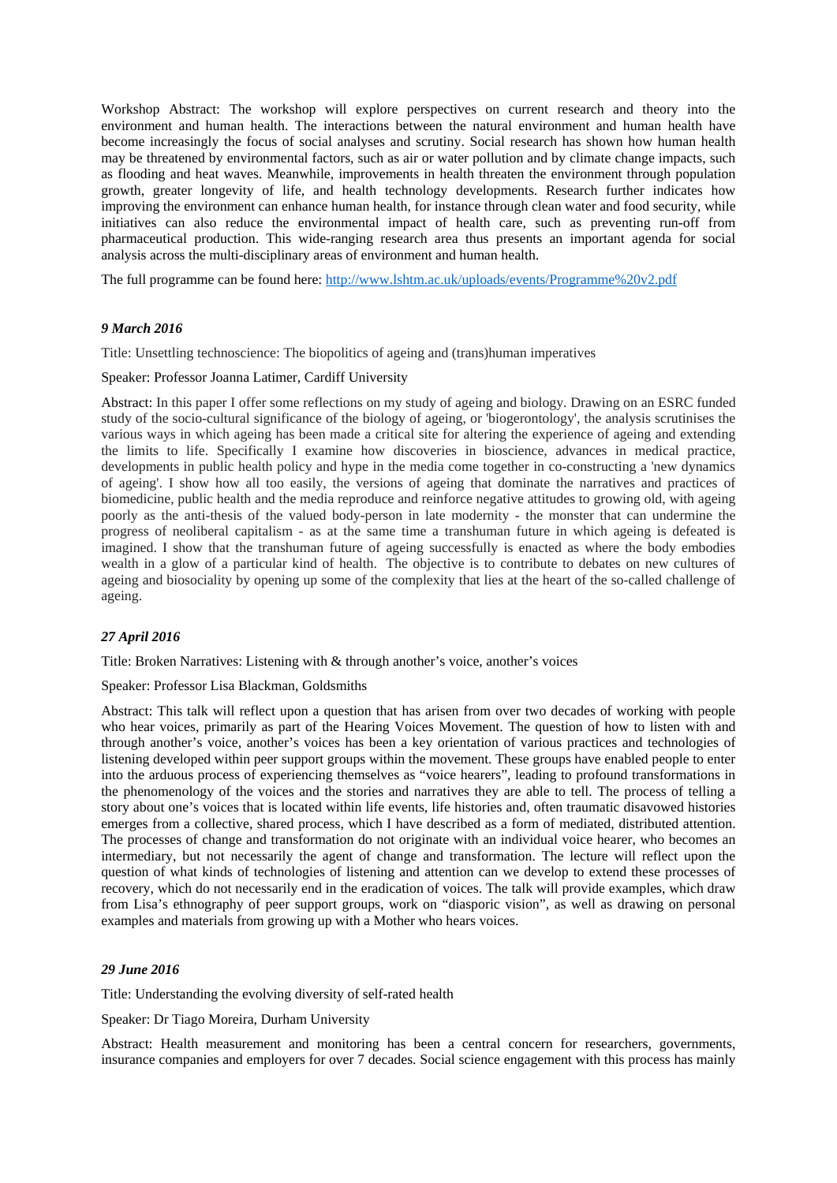Workshop Abstract: The workshop will explore perspectives on current research and theory into the environment and human health. The interactions between the natural environment and human health have become increasingly the focus of social analyses and scrutiny. Social research has shown how human health may be threatened by environmental factors, such as air or water pollution and by climate change impacts, such as flooding and heat waves. Meanwhile, improvements in health threaten the environment through population growth, greater longevity of life, and health technology developments. Research further indicates how improving the environment can enhance human health, for instance through clean water and food security, while initiatives can also reduce the environmental impact of health care, such as preventing run-off from pharmaceutical production. This wide-ranging research area thus presents an important agenda for social analysis across the multi-disciplinary areas of environment and human health.

The full programme can be found here: [http://www.lshtm.ac.uk/uploads/events/Programme%20v2.pdf](http://www.lshtm.ac.uk/uploads/events/Programme%20v2.pdf)

***9 March 2016***

Title: Unsettling technoscience: The biopolitics of ageing and (trans)human imperatives

Speaker: Professor Joanna Latimer, Cardiff University

Abstract: In this paper I offer some reflections on my study of ageing and biology. Drawing on an ESRC funded study of the socio-cultural significance of the biology of ageing, or 'biogerontology', the analysis scrutinises the various ways in which ageing has been made a critical site for altering the experience of ageing and extending the limits to life. Specifically I examine how discoveries in bioscience, advances in medical practice, developments in public health policy and hype in the media come together in co-constructing a 'new dynamics of ageing'. I show how all too easily, the versions of ageing that dominate the narratives and practices of biomedicine, public health and the media reproduce and reinforce negative attitudes to growing old, with ageing poorly as the anti-thesis of the valued body-person in late modernity - the monster that can undermine the progress of neoliberal capitalism - as at the same time a transhuman future in which ageing is defeated is imagined. I show that the transhuman future of ageing successfully is enacted as where the body embodies wealth in a glow of a particular kind of health. The objective is to contribute to debates on new cultures of ageing and biosociality by opening up some of the complexity that lies at the heart of the so-called challenge of ageing.

***27 April 2016***

Title: Broken Narratives: Listening with & through another's voice, another's voices

Speaker: Professor Lisa Blackman, Goldsmiths

Abstract: This talk will reflect upon a question that has arisen from over two decades of working with people who hear voices, primarily as part of the Hearing Voices Movement. The question of how to listen with and through another's voice, another's voices has been a key orientation of various practices and technologies of listening developed within peer support groups within the movement. These groups have enabled people to enter into the arduous process of experiencing themselves as "voice hearers", leading to profound transformations in the phenomenology of the voices and the stories and narratives they are able to tell. The process of telling a story about one's voices that is located within life events, life histories and, often traumatic disavowed histories emerges from a collective, shared process, which I have described as a form of mediated, distributed attention. The processes of change and transformation do not originate with an individual voice hearer, who becomes an intermediary, but not necessarily the agent of change and transformation. The lecture will reflect upon the question of what kinds of technologies of listening and attention can we develop to extend these processes of recovery, which do not necessarily end in the eradication of voices. The talk will provide examples, which draw from Lisa's ethnography of peer support groups, work on "diasporic vision", as well as drawing on personal examples and materials from growing up with a Mother who hears voices.

***29 June 2016***

Title: Understanding the evolving diversity of self-rated health

Speaker: Dr Tiago Moreira, Durham University

Abstract: Health measurement and monitoring has been a central concern for researchers, governments, insurance companies and employers for over 7 decades. Social science engagement with this process has mainly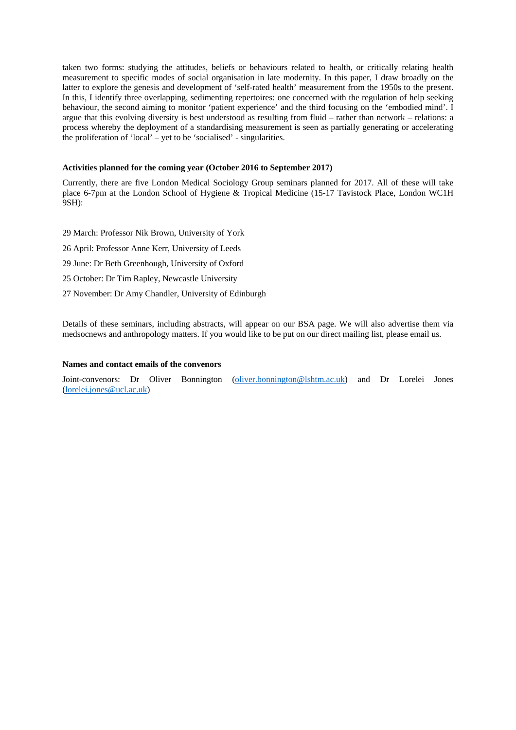taken two forms: studying the attitudes, beliefs or behaviours related to health, or critically relating health measurement to specific modes of social organisation in late modernity. In this paper, I draw broadly on the latter to explore the genesis and development of 'self-rated health' measurement from the 1950s to the present. In this, I identify three overlapping, sedimenting repertoires: one concerned with the regulation of help seeking behaviour, the second aiming to monitor 'patient experience' and the third focusing on the 'embodied mind'. I argue that this evolving diversity is best understood as resulting from fluid – rather than network – relations: a process whereby the deployment of a standardising measurement is seen as partially generating or accelerating the proliferation of 'local' – yet to be 'socialised' - singularities.

**Activities planned for the coming year (October 2016 to September 2017)**

Currently, there are five London Medical Sociology Group seminars planned for 2017. All of these will take place 6-7pm at the London School of Hygiene & Tropical Medicine (15-17 Tavistock Place, London WC1H 9SH):

29 March: Professor Nik Brown, University of York

26 April: Professor Anne Kerr, University of Leeds

29 June: Dr Beth Greenhough, University of Oxford

25 October: Dr Tim Rapley, Newcastle University

27 November: Dr Amy Chandler, University of Edinburgh

Details of these seminars, including abstracts, will appear on our BSA page. We will also advertise them via medsocnews and anthropology matters. If you would like to be put on our direct mailing list, please email us.

**Names and contact emails of the convenors**

Joint-convenors: Dr Oliver Bonnington (oliver.bonnington@lshtm.ac.uk) and Dr Lorelei Jones (lorelei.jones@ucl.ac.uk)